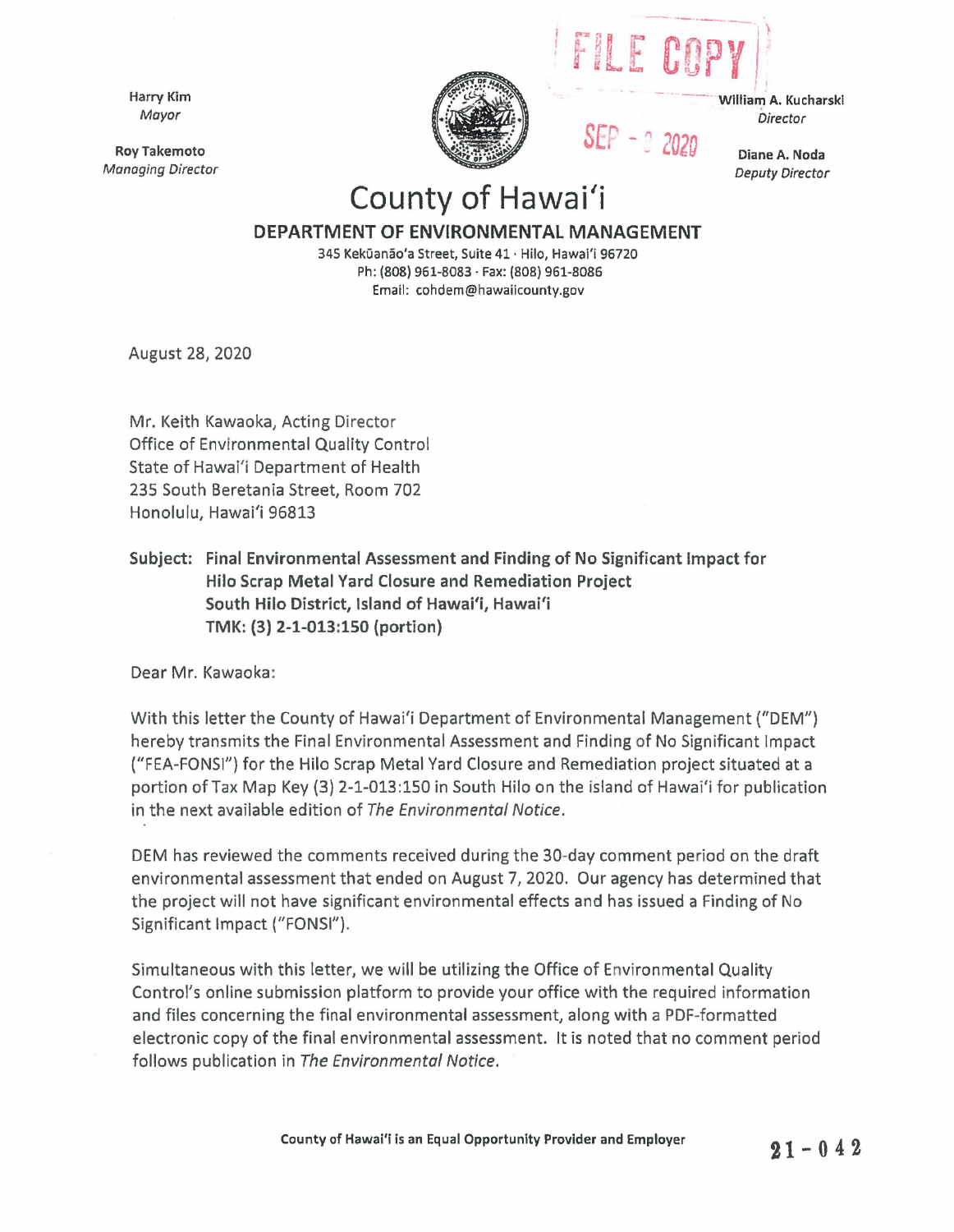Harry Kim
*Mayor*

Roy Takemoto
*Managing Director*

FILE COPY

SEP - 3 2020

William A. Kucharski
*Director*

Diane A. Noda
*Deputy Director*

# County of Hawai'i

## DEPARTMENT OF ENVIRONMENTAL MANAGEMENT

345 Kekūanāo'a Street, Suite 41 · Hilo, Hawai'i 96720
Ph: (808) 961-8083 · Fax: (808) 961-8086
Email: cohdem@hawaiicounty.gov

August 28, 2020

Mr. Keith Kawaoka, Acting Director
Office of Environmental Quality Control
State of Hawai'i Department of Health
235 South Beretania Street, Room 702
Honolulu, Hawai'i 96813

**Subject: Final Environmental Assessment and Finding of No Significant Impact for Hilo Scrap Metal Yard Closure and Remediation Project South Hilo District, Island of Hawai'i, Hawai'i TMK: (3) 2-1-013:150 (portion)**

Dear Mr. Kawaoka:

With this letter the County of Hawai'i Department of Environmental Management ("DEM") hereby transmits the Final Environmental Assessment and Finding of No Significant Impact ("FEA-FONSI") for the Hilo Scrap Metal Yard Closure and Remediation project situated at a portion of Tax Map Key (3) 2-1-013:150 in South Hilo on the island of Hawai'i for publication in the next available edition of *The Environmental Notice*.

DEM has reviewed the comments received during the 30-day comment period on the draft environmental assessment that ended on August 7, 2020. Our agency has determined that the project will not have significant environmental effects and has issued a Finding of No Significant Impact ("FONSI").

Simultaneous with this letter, we will be utilizing the Office of Environmental Quality Control's online submission platform to provide your office with the required information and files concerning the final environmental assessment, along with a PDF-formatted electronic copy of the final environmental assessment. It is noted that no comment period follows publication in *The Environmental Notice*.

County of Hawai'i is an Equal Opportunity Provider and Employer

21-042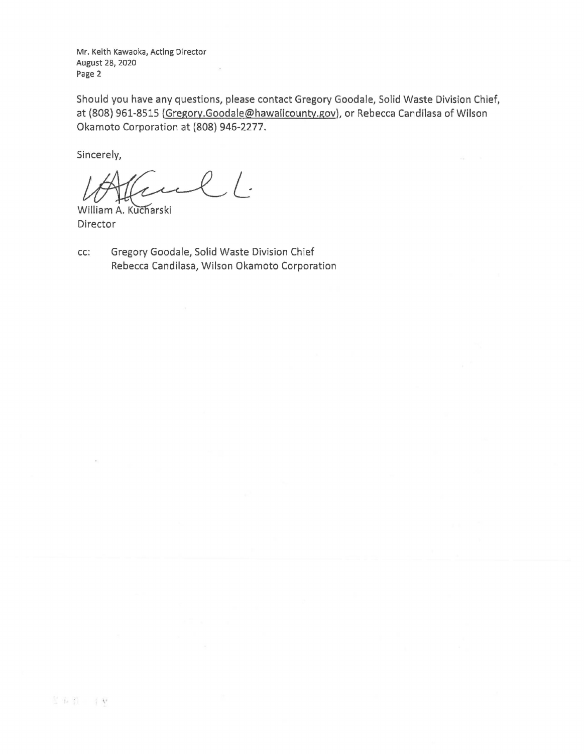Mr. Keith Kawaoka, Acting Director
August 28, 2020
Page 2

Should you have any questions, please contact Gregory Goodale, Solid Waste Division Chief, at (808) 961-8515 (Gregory.Goodale@hawaiicounty.gov), or Rebecca Candilasa of Wilson Okamoto Corporation at (808) 946-2277.

Sincerely,

William A. Kucharski
Director

cc: Gregory Goodale, Solid Waste Division Chief
Rebecca Candilasa, Wilson Okamoto Corporation